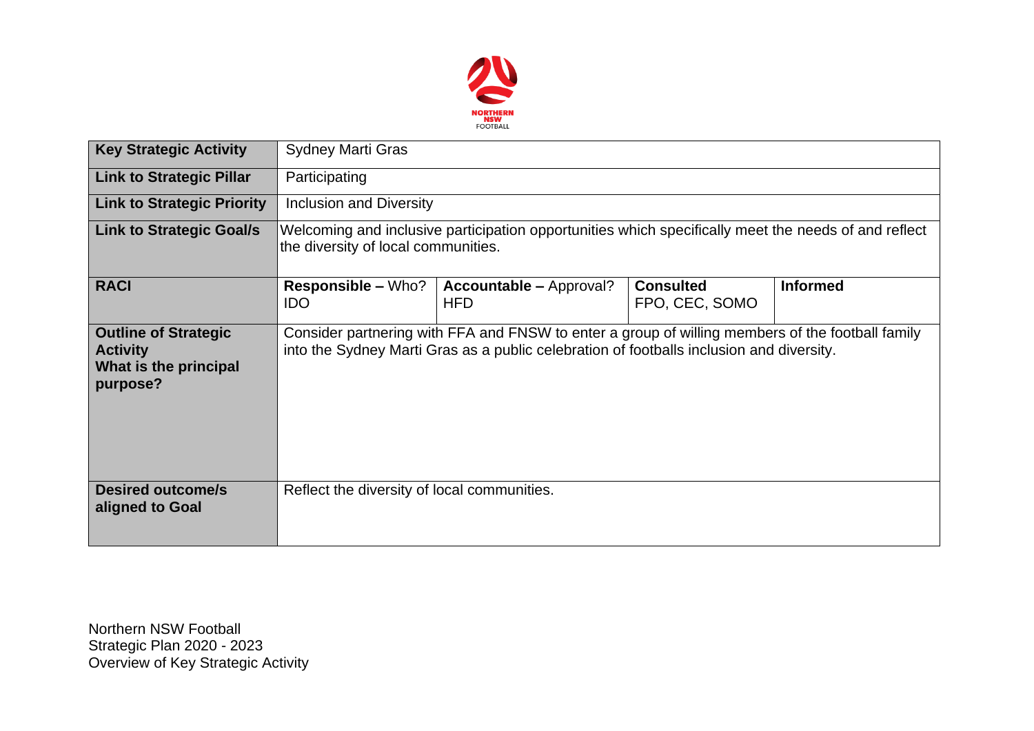NORTHERN NSW FOOTBALL

| Key Strategic Activity | Sydney Marti Gras | | | |
|---|---|---|---|---|
| **Link to Strategic Pillar** | Participating | | | |
| **Link to Strategic Priority** | Inclusion and Diversity | | | |
| **Link to Strategic Goal/s** | Welcoming and inclusive participation opportunities which specifically meet the needs of and reflect the diversity of local communities. | | | |
| **RACI** | **Responsible –** Who? IDO | **Accountable –** Approval? HFD | **Consulted** FPO, CEC, SOMO | **Informed** |
| **Outline of Strategic Activity What is the principal purpose?** | Consider partnering with FFA and FNSW to enter a group of willing members of the football family into the Sydney Marti Gras as a public celebration of footballs inclusion and diversity. | | | |
| **Desired outcome/s aligned to Goal** | Reflect the diversity of local communities. | | | |

Northern NSW Football
Strategic Plan 2020 - 2023
Overview of Key Strategic Activity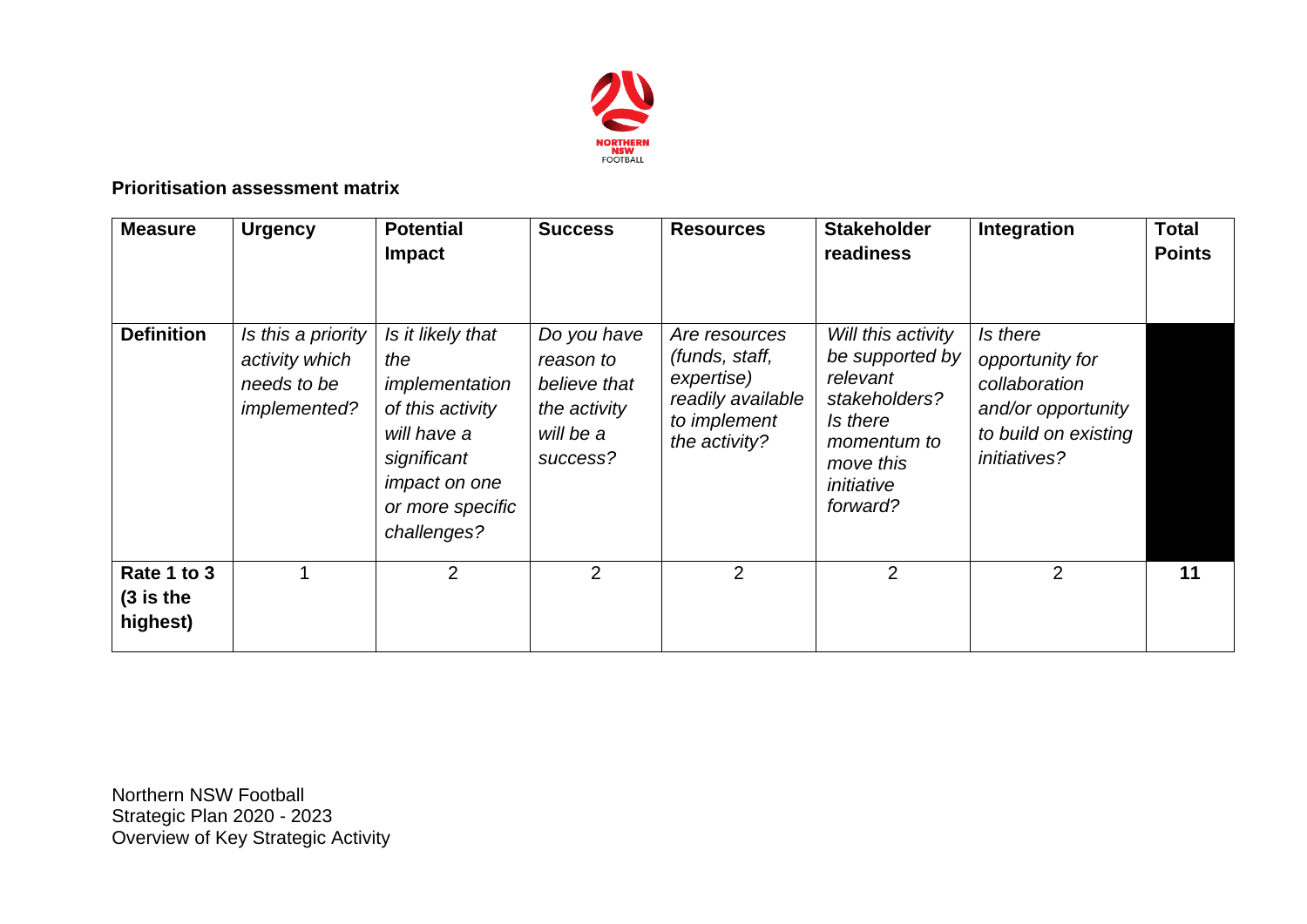**Prioritisation assessment matrix**

| Measure | Urgency | Potential Impact | Success | Resources | Stakeholder readiness | Integration | Total Points |
|---|---|---|---|---|---|---|---|
| **Definition** | *Is this a priority activity which needs to be implemented?* | *Is it likely that the implementation of this activity will have a significant impact on one or more specific challenges?* | *Do you have reason to believe that the activity will be a success?* | *Are resources (funds, staff, expertise) readily available to implement the activity?* | *Will this activity be supported by relevant stakeholders? Is there momentum to move this initiative forward?* | *Is there opportunity for collaboration and/or opportunity to build on existing initiatives?* | |
| **Rate 1 to 3 (3 is the highest)** | 1 | 2 | 2 | 2 | 2 | 2 | **11** |

Northern NSW Football
Strategic Plan 2020 - 2023
Overview of Key Strategic Activity